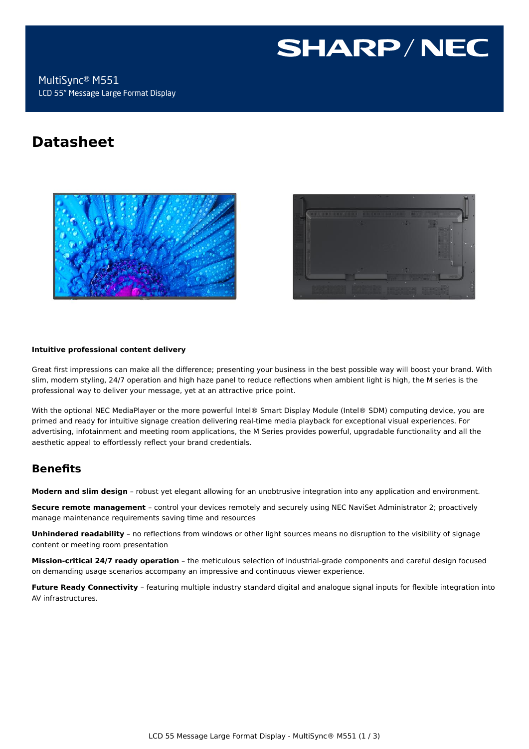MultiSync® M551

LCD 55" Message Large Format Display

# Datasheet

**Intuitive professional content delivery**

Great first impressions can make all the difference; presenting your business in the best possible way will boost your brand. With slim, modern styling, 24/7 operation and high haze panel to reduce reflections when ambient light is high, the M series is the professional way to deliver your message, yet at an attractive price point.

With the optional NEC MediaPlayer or the more powerful Intel® Smart Display Module (Intel® SDM) computing device, you are primed and ready for intuitive signage creation delivering real-time media playback for exceptional visual experiences. For advertising, infotainment and meeting room applications, the M Series provides powerful, upgradable functionality and all the aesthetic appeal to effortlessly reflect your brand credentials.

## Benefits

**Modern and slim design** – robust yet elegant allowing for an unobtrusive integration into any application and environment.

**Secure remote management** – control your devices remotely and securely using NEC NaviSet Administrator 2; proactively manage maintenance requirements saving time and resources

**Unhindered readability** – no reflections from windows or other light sources means no disruption to the visibility of signage content or meeting room presentation

**Mission-critical 24/7 ready operation** – the meticulous selection of industrial-grade components and careful design focused on demanding usage scenarios accompany an impressive and continuous viewer experience.

**Future Ready Connectivity** – featuring multiple industry standard digital and analogue signal inputs for flexible integration into AV infrastructures.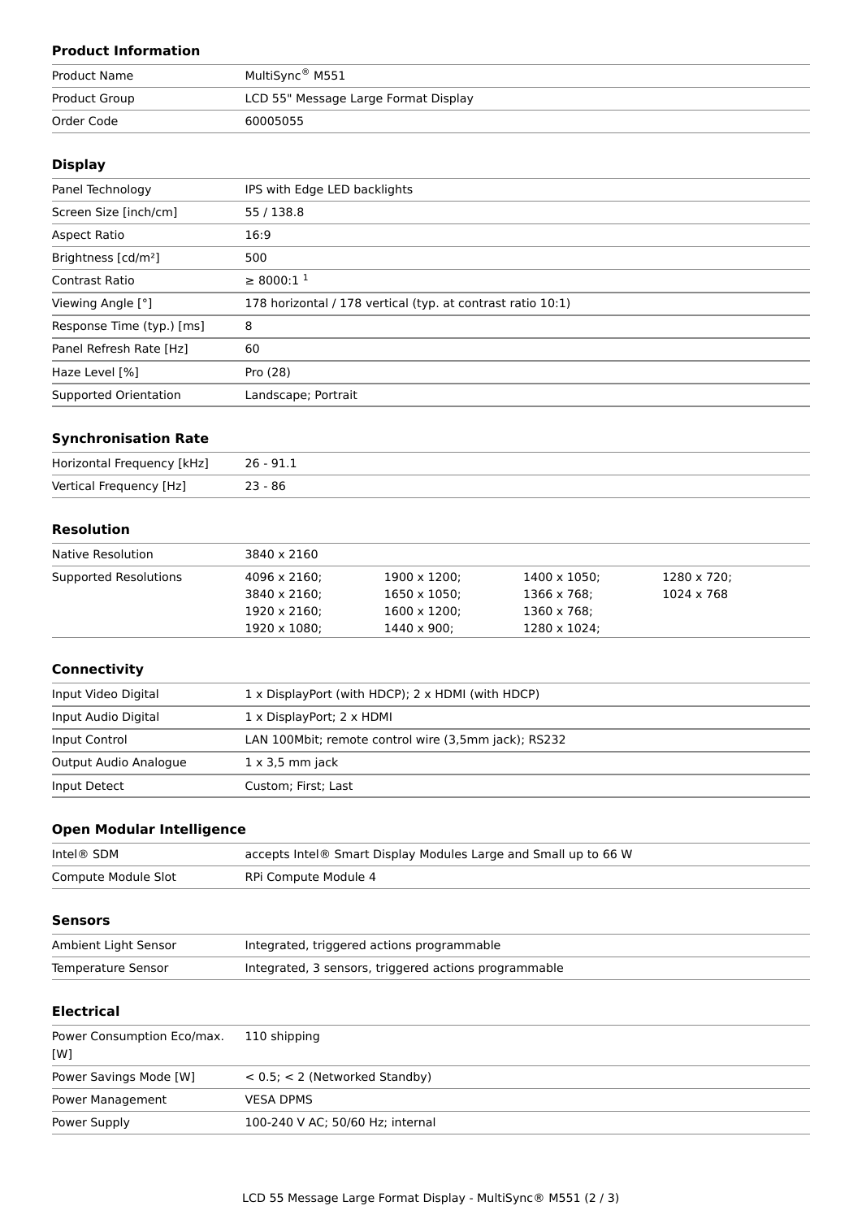### Product Information

| | |
|---|---|
| Product Name | MultiSync® M551 |
| Product Group | LCD 55" Message Large Format Display |
| Order Code | 60005055 |

### Display

| | |
|---|---|
| Panel Technology | IPS with Edge LED backlights |
| Screen Size [inch/cm] | 55 / 138.8 |
| Aspect Ratio | 16:9 |
| Brightness [cd/m²] | 500 |
| Contrast Ratio | ≥ 8000:1 [1] |
| Viewing Angle [°] | 178 horizontal / 178 vertical (typ. at contrast ratio 10:1) |
| Response Time (typ.) [ms] | 8 |
| Panel Refresh Rate [Hz] | 60 |
| Haze Level [%] | Pro (28) |
| Supported Orientation | Landscape; Portrait |

### Synchronisation Rate

| | |
|---|---|
| Horizontal Frequency [kHz] | 26 - 91.1 |
| Vertical Frequency [Hz] | 23 - 86 |

### Resolution

| | | | | |
|---|---|---|---|---|
| Native Resolution | 3840 x 2160 | | | |
| Supported Resolutions | 4096 x 2160;<br>3840 x 2160;<br>1920 x 2160;<br>1920 x 1080; | 1900 x 1200;<br>1650 x 1050;<br>1600 x 1200;<br>1440 x 900; | 1400 x 1050;<br>1366 x 768;<br>1360 x 768;<br>1280 x 1024; | 1280 x 720;<br>1024 x 768 |

### Connectivity

| | |
|---|---|
| Input Video Digital | 1 x DisplayPort (with HDCP); 2 x HDMI (with HDCP) |
| Input Audio Digital | 1 x DisplayPort; 2 x HDMI |
| Input Control | LAN 100Mbit; remote control wire (3,5mm jack); RS232 |
| Output Audio Analogue | 1 x 3,5 mm jack |
| Input Detect | Custom; First; Last |

### Open Modular Intelligence

| | |
|---|---|
| Intel® SDM | accepts Intel® Smart Display Modules Large and Small up to 66 W |
| Compute Module Slot | RPi Compute Module 4 |

### Sensors

| | |
|---|---|
| Ambient Light Sensor | Integrated, triggered actions programmable |
| Temperature Sensor | Integrated, 3 sensors, triggered actions programmable |

### Electrical

| | |
|---|---|
| Power Consumption Eco/max. [W] | 110 shipping |
| Power Savings Mode [W] | < 0.5; < 2 (Networked Standby) |
| Power Management | VESA DPMS |
| Power Supply | 100-240 V AC; 50/60 Hz; internal |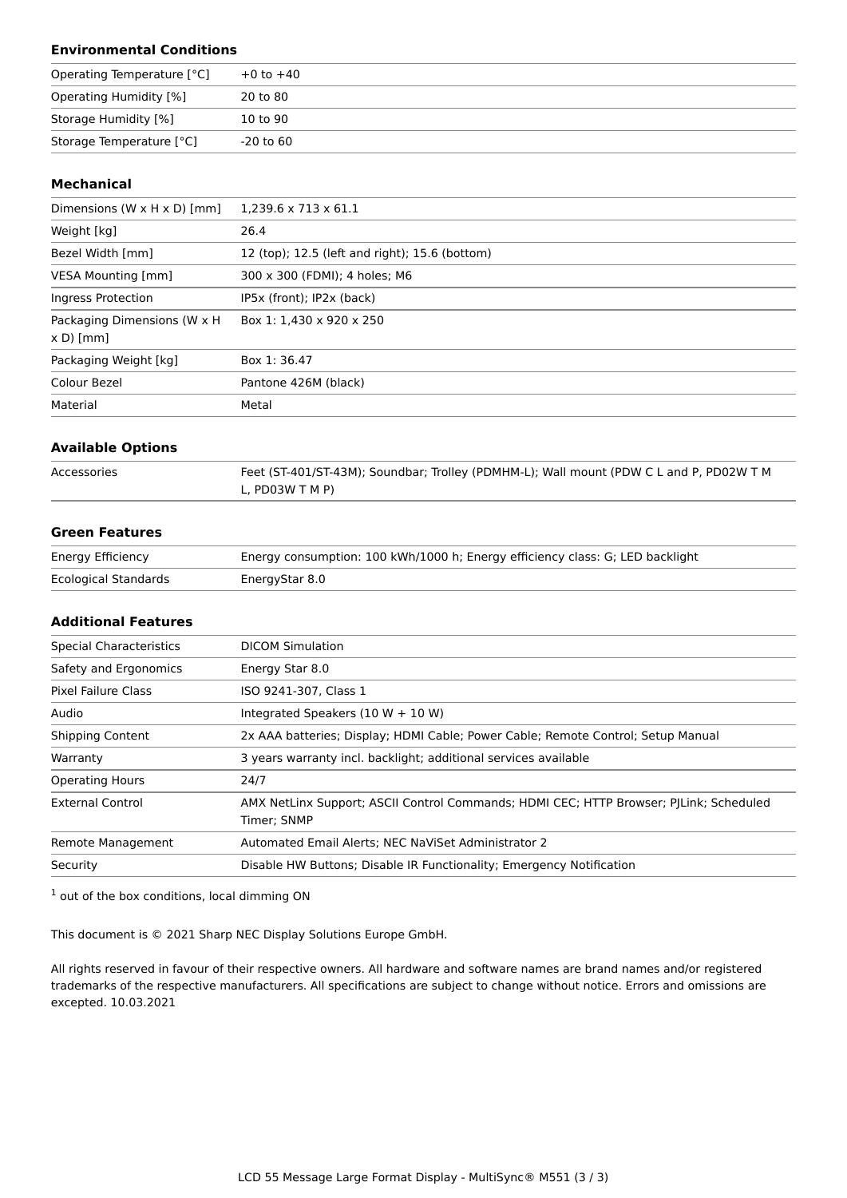### Environmental Conditions

| | |
|---|---|
| Operating Temperature [°C] | +0 to +40 |
| Operating Humidity [%] | 20 to 80 |
| Storage Humidity [%] | 10 to 90 |
| Storage Temperature [°C] | -20 to 60 |

### Mechanical

| | |
|---|---|
| Dimensions (W x H x D) [mm] | 1,239.6 x 713 x 61.1 |
| Weight [kg] | 26.4 |
| Bezel Width [mm] | 12 (top); 12.5 (left and right); 15.6 (bottom) |
| VESA Mounting [mm] | 300 x 300 (FDMI); 4 holes; M6 |
| Ingress Protection | IP5x (front); IP2x (back) |
| Packaging Dimensions (W x H x D) [mm] | Box 1: 1,430 x 920 x 250 |
| Packaging Weight [kg] | Box 1: 36.47 |
| Colour Bezel | Pantone 426M (black) |
| Material | Metal |

### Available Options

| | |
|---|---|
| Accessories | Feet (ST-401/ST-43M); Soundbar; Trolley (PDMHM-L); Wall mount (PDW C L and P, PD02W T M L, PD03W T M P) |

### Green Features

| | |
|---|---|
| Energy Efficiency | Energy consumption: 100 kWh/1000 h; Energy efficiency class: G; LED backlight |
| Ecological Standards | EnergyStar 8.0 |

### Additional Features

| | |
|---|---|
| Special Characteristics | DICOM Simulation |
| Safety and Ergonomics | Energy Star 8.0 |
| Pixel Failure Class | ISO 9241-307, Class 1 |
| Audio | Integrated Speakers (10 W + 10 W) |
| Shipping Content | 2x AAA batteries; Display; HDMI Cable; Power Cable; Remote Control; Setup Manual |
| Warranty | 3 years warranty incl. backlight; additional services available |
| Operating Hours | 24/7 |
| External Control | AMX NetLinx Support; ASCII Control Commands; HDMI CEC; HTTP Browser; PJLink; Scheduled Timer; SNMP |
| Remote Management | Automated Email Alerts; NEC NaViSet Administrator 2 |
| Security | Disable HW Buttons; Disable IR Functionality; Emergency Notification |

[1] out of the box conditions, local dimming ON

This document is © 2021 Sharp NEC Display Solutions Europe GmbH.

All rights reserved in favour of their respective owners. All hardware and software names are brand names and/or registered trademarks of the respective manufacturers. All specifications are subject to change without notice. Errors and omissions are excepted. 10.03.2021